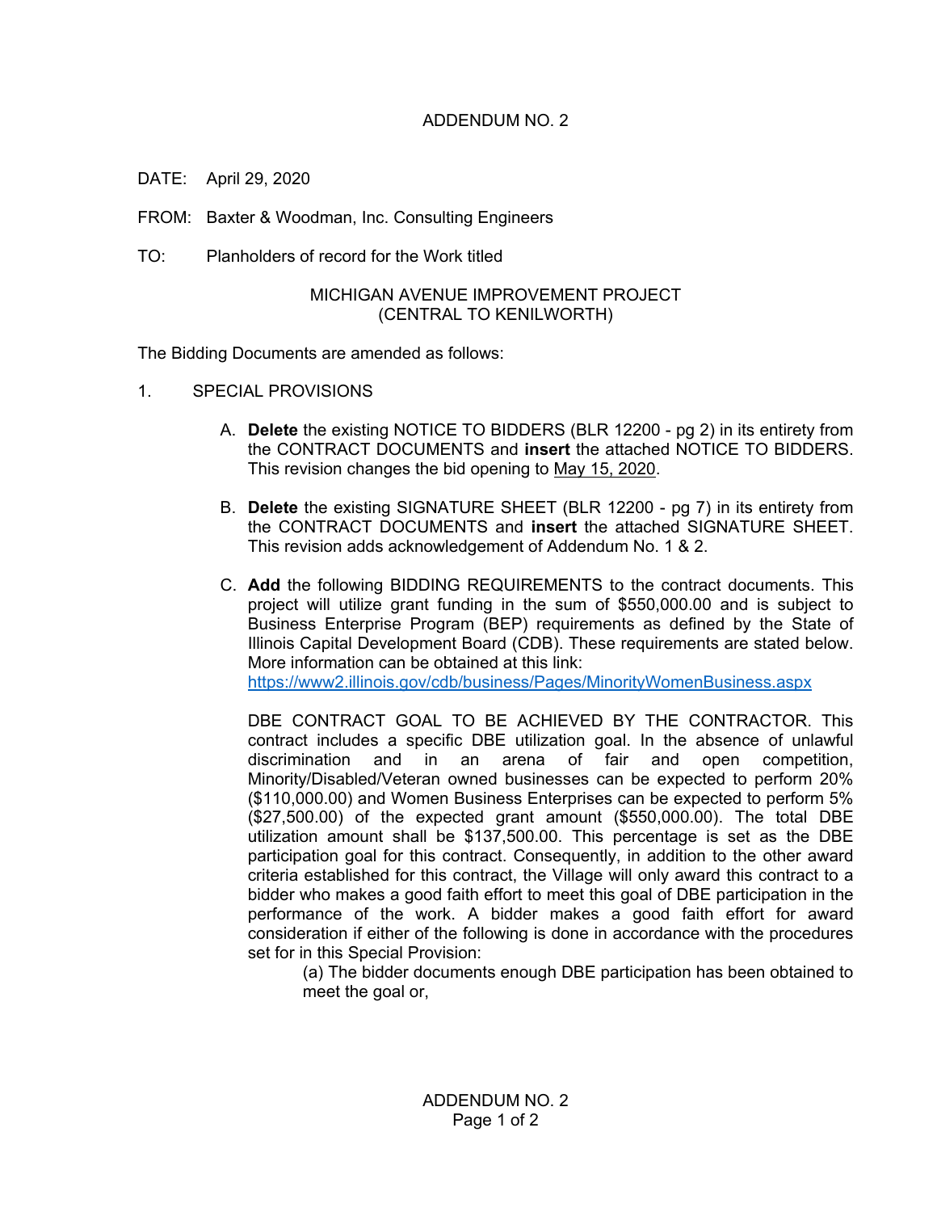# ADDENDUM NO. 2

DATE: April 29, 2020

FROM: Baxter & Woodman, Inc. Consulting Engineers

TO: Planholders of record for the Work titled

MICHIGAN AVENUE IMPROVEMENT PROJECT
(CENTRAL TO KENILWORTH)

The Bidding Documents are amended as follows:

1. SPECIAL PROVISIONS

   A. **Delete** the existing NOTICE TO BIDDERS (BLR 12200 - pg 2) in its entirety from the CONTRACT DOCUMENTS and **insert** the attached NOTICE TO BIDDERS. This revision changes the bid opening to May 15, 2020.

   B. **Delete** the existing SIGNATURE SHEET (BLR 12200 - pg 7) in its entirety from the CONTRACT DOCUMENTS and **insert** the attached SIGNATURE SHEET. This revision adds acknowledgement of Addendum No. 1 & 2.

   C. **Add** the following BIDDING REQUIREMENTS to the contract documents. This project will utilize grant funding in the sum of $550,000.00 and is subject to Business Enterprise Program (BEP) requirements as defined by the State of Illinois Capital Development Board (CDB). These requirements are stated below. More information can be obtained at this link: https://www2.illinois.gov/cdb/business/Pages/MinorityWomenBusiness.aspx

      DBE CONTRACT GOAL TO BE ACHIEVED BY THE CONTRACTOR. This contract includes a specific DBE utilization goal. In the absence of unlawful discrimination and in an arena of fair and open competition, Minority/Disabled/Veteran owned businesses can be expected to perform 20% ($110,000.00) and Women Business Enterprises can be expected to perform 5% ($27,500.00) of the expected grant amount ($550,000.00). The total DBE utilization amount shall be $137,500.00. This percentage is set as the DBE participation goal for this contract. Consequently, in addition to the other award criteria established for this contract, the Village will only award this contract to a bidder who makes a good faith effort to meet this goal of DBE participation in the performance of the work. A bidder makes a good faith effort for award consideration if either of the following is done in accordance with the procedures set for in this Special Provision:

      (a) The bidder documents enough DBE participation has been obtained to meet the goal or,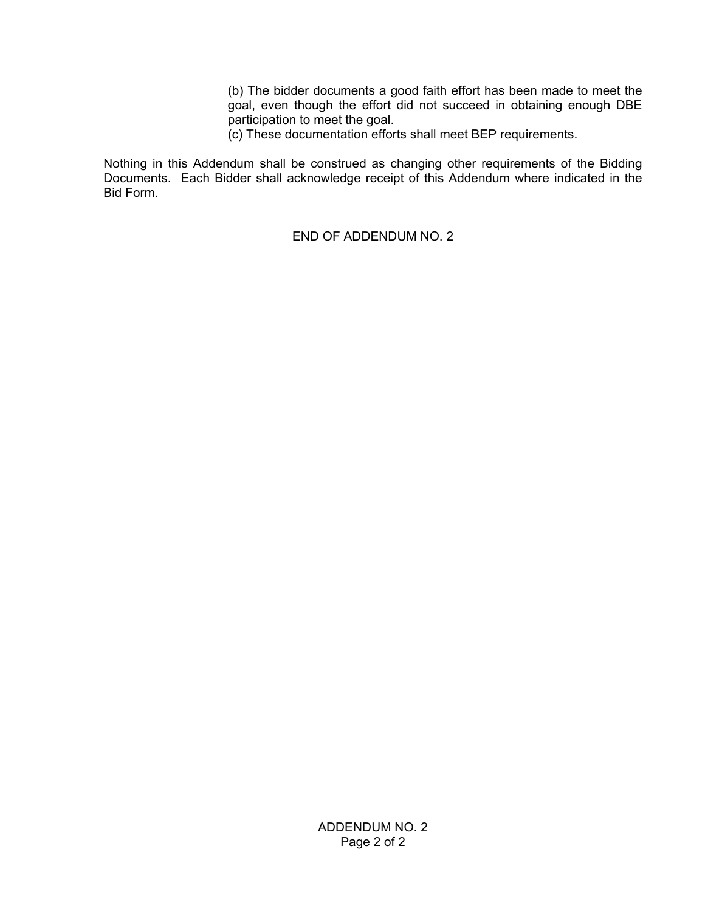(b) The bidder documents a good faith effort has been made to meet the goal, even though the effort did not succeed in obtaining enough DBE participation to meet the goal.
(c) These documentation efforts shall meet BEP requirements.

Nothing in this Addendum shall be construed as changing other requirements of the Bidding Documents. Each Bidder shall acknowledge receipt of this Addendum where indicated in the Bid Form.

END OF ADDENDUM NO. 2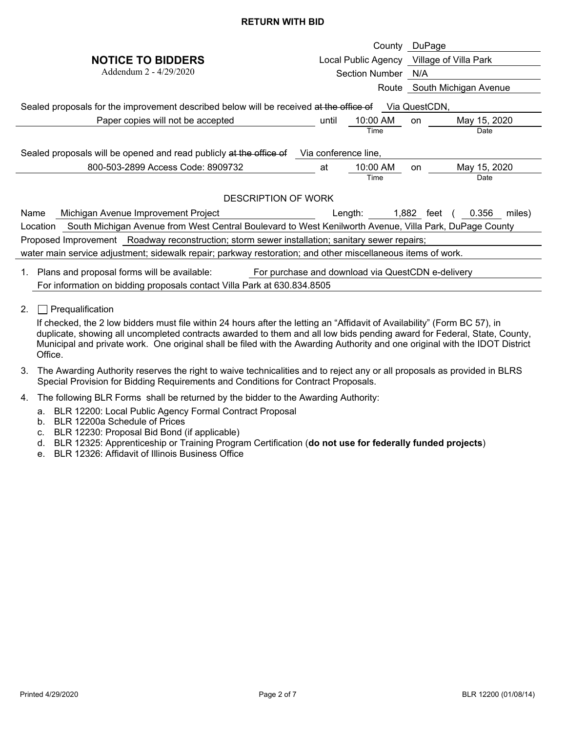**RETURN WITH BID**

# NOTICE TO BIDDERS

Addendum 2 - 4/29/2020

| | |
|---|---|
| County | DuPage |
| Local Public Agency | Village of Villa Park |
| Section Number | N/A |
| Route | South Michigan Avenue |

Sealed proposals for the improvement described below will be received ~~at the office of~~ Via QuestCDN, Paper copies will not be accepted until 10:00 AM (Time) on May 15, 2020 (Date)

Sealed proposals will be opened and read publicly ~~at the office of~~ Via conference line, 800-503-2899 Access Code: 8909732 at 10:00 AM (Time) on May 15, 2020 (Date)

## DESCRIPTION OF WORK

Name: Michigan Avenue Improvement Project    Length: 1,882 feet ( 0.356 miles)

Location: South Michigan Avenue from West Central Boulevard to West Kenilworth Avenue, Villa Park, DuPage County

Proposed Improvement: Roadway reconstruction; storm sewer installation; sanitary sewer repairs; water main service adjustment; sidewalk repair; parkway restoration; and other miscellaneous items of work.

1. Plans and proposal forms will be available: For purchase and download via QuestCDN e-delivery
   For information on bidding proposals contact Villa Park at 630.834.8505

2. ☐ Prequalification

   If checked, the 2 low bidders must file within 24 hours after the letting an "Affidavit of Availability" (Form BC 57), in duplicate, showing all uncompleted contracts awarded to them and all low bids pending award for Federal, State, County, Municipal and private work. One original shall be filed with the Awarding Authority and one original with the IDOT District Office.

3. The Awarding Authority reserves the right to waive technicalities and to reject any or all proposals as provided in BLRS Special Provision for Bidding Requirements and Conditions for Contract Proposals.

4. The following BLR Forms shall be returned by the bidder to the Awarding Authority:
   a. BLR 12200: Local Public Agency Formal Contract Proposal
   b. BLR 12200a Schedule of Prices
   c. BLR 12230: Proposal Bid Bond (if applicable)
   d. BLR 12325: Apprenticeship or Training Program Certification (**do not use for federally funded projects**)
   e. BLR 12326: Affidavit of Illinois Business Office

Printed 4/29/2020    BLR 12200 (01/08/14)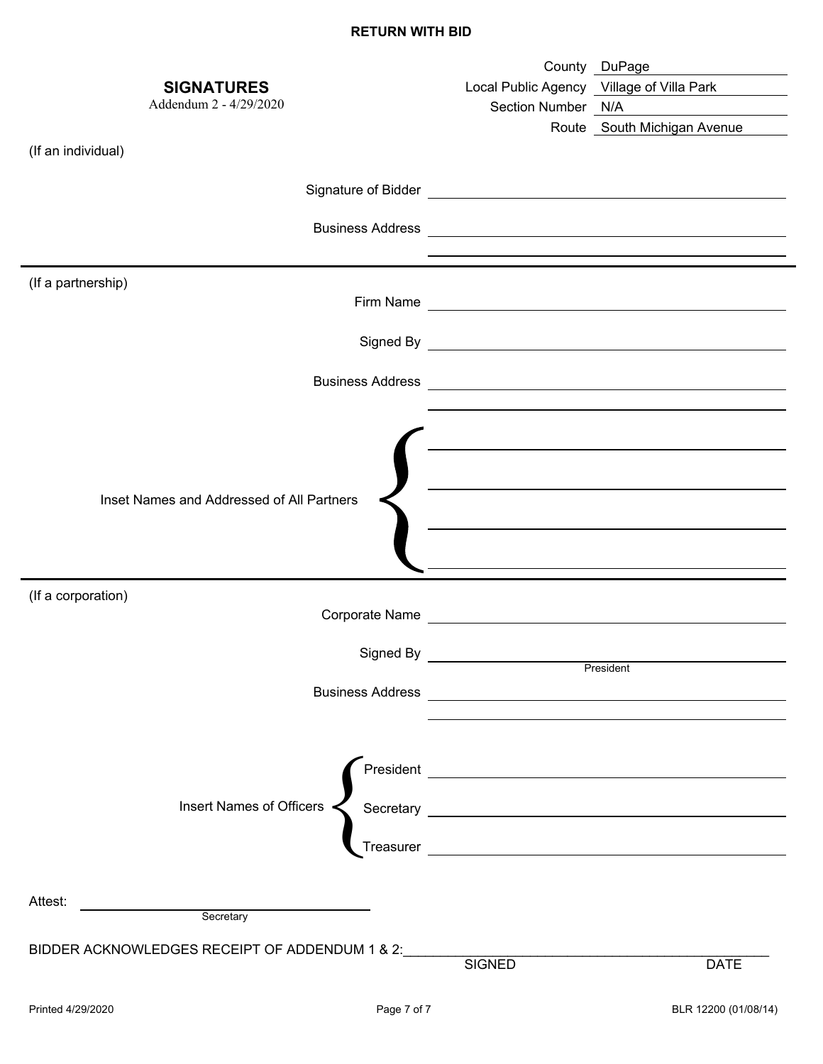**RETURN WITH BID**

| | |
|---|---|
| County | DuPage |
| Local Public Agency | Village of Villa Park |
| Section Number | N/A |
| Route | South Michigan Avenue |

## SIGNATURES

Addendum 2 - 4/29/2020

(If an individual)

Signature of Bidder ______________________________

Business Address ______________________________

______________________________

---

(If a partnership)

Firm Name ______________________________

Signed By ______________________________

Business Address ______________________________

______________________________

Inset Names and Addressed of All Partners

______________________________

______________________________

______________________________

______________________________

---

(If a corporation)

Corporate Name ______________________________

Signed By ______________________________
President

Business Address ______________________________

______________________________

Insert Names of Officers

President ______________________________

Secretary ______________________________

Treasurer ______________________________

Attest: ______________________________
Secretary

BIDDER ACKNOWLEDGES RECEIPT OF ADDENDUM 1 & 2:______________________________
SIGNED DATE

Printed 4/29/2020

BLR 12200 (01/08/14)